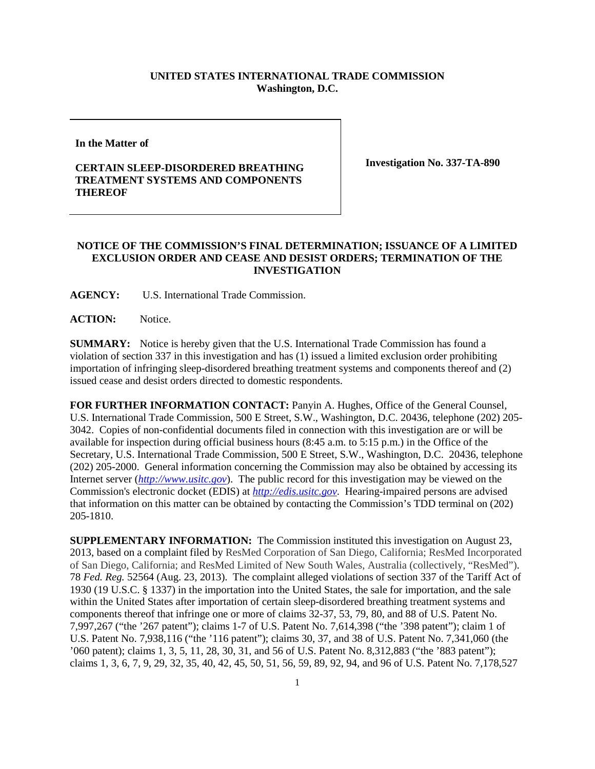**UNITED STATES INTERNATIONAL TRADE COMMISSION**
**Washington, D.C.**

| **In the Matter of** **CERTAIN SLEEP-DISORDERED BREATHING TREATMENT SYSTEMS AND COMPONENTS THEREOF** | **Investigation No. 337-TA-890** |
|---|---|

**NOTICE OF THE COMMISSION'S FINAL DETERMINATION; ISSUANCE OF A LIMITED EXCLUSION ORDER AND CEASE AND DESIST ORDERS; TERMINATION OF THE INVESTIGATION**

**AGENCY:** U.S. International Trade Commission.

**ACTION:** Notice.

**SUMMARY:** Notice is hereby given that the U.S. International Trade Commission has found a violation of section 337 in this investigation and has (1) issued a limited exclusion order prohibiting importation of infringing sleep-disordered breathing treatment systems and components thereof and (2) issued cease and desist orders directed to domestic respondents.

**FOR FURTHER INFORMATION CONTACT:** Panyin A. Hughes, Office of the General Counsel, U.S. International Trade Commission, 500 E Street, S.W., Washington, D.C. 20436, telephone (202) 205-3042. Copies of non-confidential documents filed in connection with this investigation are or will be available for inspection during official business hours (8:45 a.m. to 5:15 p.m.) in the Office of the Secretary, U.S. International Trade Commission, 500 E Street, S.W., Washington, D.C. 20436, telephone (202) 205-2000. General information concerning the Commission may also be obtained by accessing its Internet server (*http://www.usitc.gov*). The public record for this investigation may be viewed on the Commission's electronic docket (EDIS) at *http://edis.usitc.gov*. Hearing-impaired persons are advised that information on this matter can be obtained by contacting the Commission's TDD terminal on (202) 205-1810.

**SUPPLEMENTARY INFORMATION:** The Commission instituted this investigation on August 23, 2013, based on a complaint filed by ResMed Corporation of San Diego, California; ResMed Incorporated of San Diego, California; and ResMed Limited of New South Wales, Australia (collectively, "ResMed"). 78 *Fed. Reg.* 52564 (Aug. 23, 2013). The complaint alleged violations of section 337 of the Tariff Act of 1930 (19 U.S.C. § 1337) in the importation into the United States, the sale for importation, and the sale within the United States after importation of certain sleep-disordered breathing treatment systems and components thereof that infringe one or more of claims 32-37, 53, 79, 80, and 88 of U.S. Patent No. 7,997,267 ("the '267 patent"); claims 1-7 of U.S. Patent No. 7,614,398 ("the '398 patent"); claim 1 of U.S. Patent No. 7,938,116 ("the '116 patent"); claims 30, 37, and 38 of U.S. Patent No. 7,341,060 (the '060 patent); claims 1, 3, 5, 11, 28, 30, 31, and 56 of U.S. Patent No. 8,312,883 ("the '883 patent"); claims 1, 3, 6, 7, 9, 29, 32, 35, 40, 42, 45, 50, 51, 56, 59, 89, 92, 94, and 96 of U.S. Patent No. 7,178,527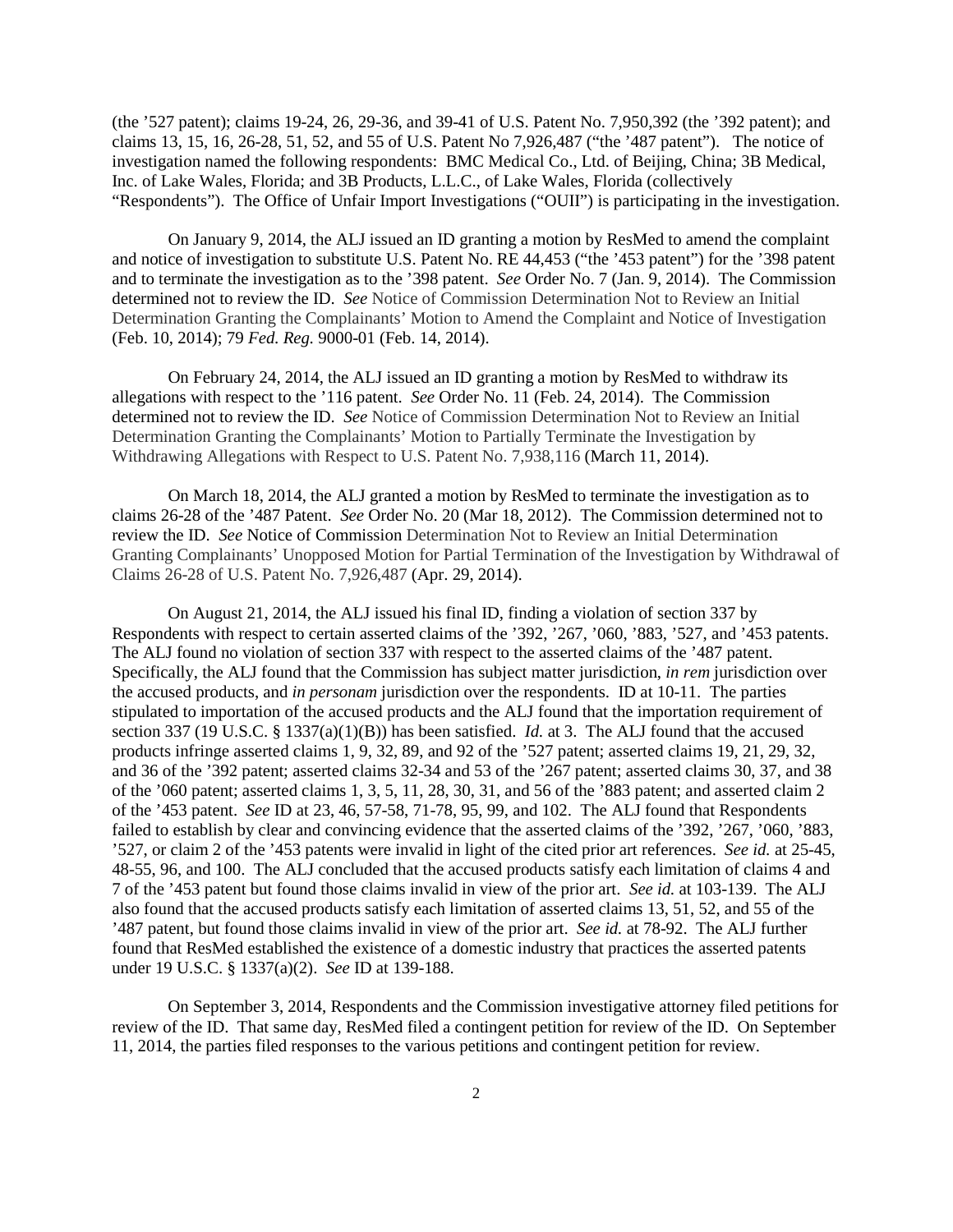(the '527 patent); claims 19-24, 26, 29-36, and 39-41 of U.S. Patent No. 7,950,392 (the '392 patent); and claims 13, 15, 16, 26-28, 51, 52, and 55 of U.S. Patent No 7,926,487 ("the '487 patent"). The notice of investigation named the following respondents: BMC Medical Co., Ltd. of Beijing, China; 3B Medical, Inc. of Lake Wales, Florida; and 3B Products, L.L.C., of Lake Wales, Florida (collectively "Respondents"). The Office of Unfair Import Investigations ("OUII") is participating in the investigation.

On January 9, 2014, the ALJ issued an ID granting a motion by ResMed to amend the complaint and notice of investigation to substitute U.S. Patent No. RE 44,453 ("the '453 patent") for the '398 patent and to terminate the investigation as to the '398 patent. *See* Order No. 7 (Jan. 9, 2014). The Commission determined not to review the ID. *See* Notice of Commission Determination Not to Review an Initial Determination Granting the Complainants' Motion to Amend the Complaint and Notice of Investigation (Feb. 10, 2014); 79 *Fed. Reg.* 9000-01 (Feb. 14, 2014).

On February 24, 2014, the ALJ issued an ID granting a motion by ResMed to withdraw its allegations with respect to the '116 patent. *See* Order No. 11 (Feb. 24, 2014). The Commission determined not to review the ID. *See* Notice of Commission Determination Not to Review an Initial Determination Granting the Complainants' Motion to Partially Terminate the Investigation by Withdrawing Allegations with Respect to U.S. Patent No. 7,938,116 (March 11, 2014).

On March 18, 2014, the ALJ granted a motion by ResMed to terminate the investigation as to claims 26-28 of the '487 Patent. *See* Order No. 20 (Mar 18, 2012). The Commission determined not to review the ID. *See* Notice of Commission Determination Not to Review an Initial Determination Granting Complainants' Unopposed Motion for Partial Termination of the Investigation by Withdrawal of Claims 26-28 of U.S. Patent No. 7,926,487 (Apr. 29, 2014).

On August 21, 2014, the ALJ issued his final ID, finding a violation of section 337 by Respondents with respect to certain asserted claims of the '392, '267, '060, '883, '527, and '453 patents. The ALJ found no violation of section 337 with respect to the asserted claims of the '487 patent. Specifically, the ALJ found that the Commission has subject matter jurisdiction, *in rem* jurisdiction over the accused products, and *in personam* jurisdiction over the respondents. ID at 10-11. The parties stipulated to importation of the accused products and the ALJ found that the importation requirement of section 337 (19 U.S.C. § 1337(a)(1)(B)) has been satisfied. *Id.* at 3. The ALJ found that the accused products infringe asserted claims 1, 9, 32, 89, and 92 of the '527 patent; asserted claims 19, 21, 29, 32, and 36 of the '392 patent; asserted claims 32-34 and 53 of the '267 patent; asserted claims 30, 37, and 38 of the '060 patent; asserted claims 1, 3, 5, 11, 28, 30, 31, and 56 of the '883 patent; and asserted claim 2 of the '453 patent. *See* ID at 23, 46, 57-58, 71-78, 95, 99, and 102. The ALJ found that Respondents failed to establish by clear and convincing evidence that the asserted claims of the '392, '267, '060, '883, '527, or claim 2 of the '453 patents were invalid in light of the cited prior art references. *See id.* at 25-45, 48-55, 96, and 100. The ALJ concluded that the accused products satisfy each limitation of claims 4 and 7 of the '453 patent but found those claims invalid in view of the prior art. *See id.* at 103-139. The ALJ also found that the accused products satisfy each limitation of asserted claims 13, 51, 52, and 55 of the '487 patent, but found those claims invalid in view of the prior art. *See id.* at 78-92. The ALJ further found that ResMed established the existence of a domestic industry that practices the asserted patents under 19 U.S.C. § 1337(a)(2). *See* ID at 139-188.

On September 3, 2014, Respondents and the Commission investigative attorney filed petitions for review of the ID. That same day, ResMed filed a contingent petition for review of the ID. On September 11, 2014, the parties filed responses to the various petitions and contingent petition for review.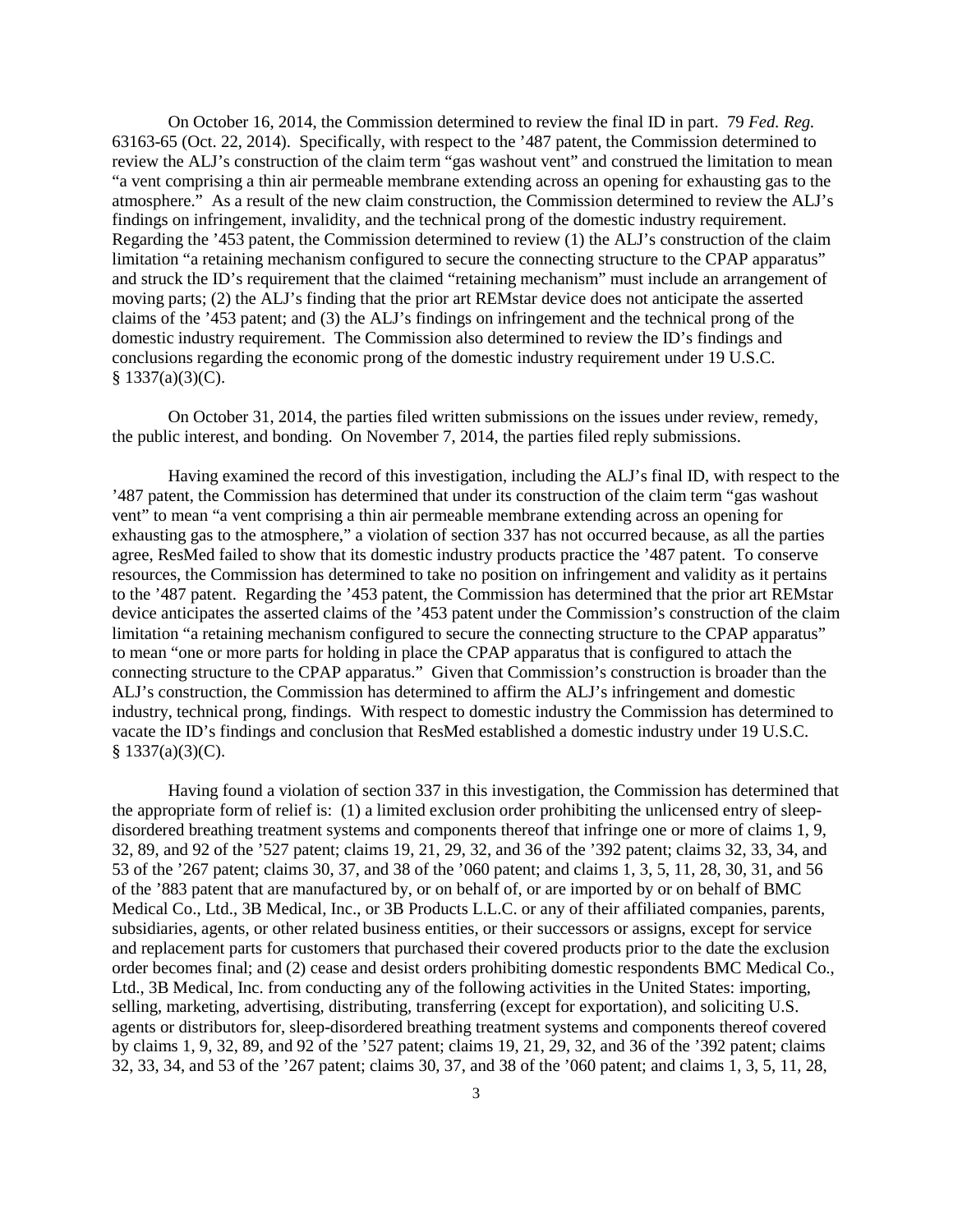On October 16, 2014, the Commission determined to review the final ID in part. 79 *Fed. Reg.* 63163-65 (Oct. 22, 2014). Specifically, with respect to the '487 patent, the Commission determined to review the ALJ's construction of the claim term "gas washout vent" and construed the limitation to mean "a vent comprising a thin air permeable membrane extending across an opening for exhausting gas to the atmosphere." As a result of the new claim construction, the Commission determined to review the ALJ's findings on infringement, invalidity, and the technical prong of the domestic industry requirement. Regarding the '453 patent, the Commission determined to review (1) the ALJ's construction of the claim limitation "a retaining mechanism configured to secure the connecting structure to the CPAP apparatus" and struck the ID's requirement that the claimed "retaining mechanism" must include an arrangement of moving parts; (2) the ALJ's finding that the prior art REMstar device does not anticipate the asserted claims of the '453 patent; and (3) the ALJ's findings on infringement and the technical prong of the domestic industry requirement. The Commission also determined to review the ID's findings and conclusions regarding the economic prong of the domestic industry requirement under 19 U.S.C. § 1337(a)(3)(C).

On October 31, 2014, the parties filed written submissions on the issues under review, remedy, the public interest, and bonding. On November 7, 2014, the parties filed reply submissions.

Having examined the record of this investigation, including the ALJ's final ID, with respect to the '487 patent, the Commission has determined that under its construction of the claim term "gas washout vent" to mean "a vent comprising a thin air permeable membrane extending across an opening for exhausting gas to the atmosphere," a violation of section 337 has not occurred because, as all the parties agree, ResMed failed to show that its domestic industry products practice the '487 patent. To conserve resources, the Commission has determined to take no position on infringement and validity as it pertains to the '487 patent. Regarding the '453 patent, the Commission has determined that the prior art REMstar device anticipates the asserted claims of the '453 patent under the Commission's construction of the claim limitation "a retaining mechanism configured to secure the connecting structure to the CPAP apparatus" to mean "one or more parts for holding in place the CPAP apparatus that is configured to attach the connecting structure to the CPAP apparatus." Given that Commission's construction is broader than the ALJ's construction, the Commission has determined to affirm the ALJ's infringement and domestic industry, technical prong, findings. With respect to domestic industry the Commission has determined to vacate the ID's findings and conclusion that ResMed established a domestic industry under 19 U.S.C. § 1337(a)(3)(C).

Having found a violation of section 337 in this investigation, the Commission has determined that the appropriate form of relief is: (1) a limited exclusion order prohibiting the unlicensed entry of sleep-disordered breathing treatment systems and components thereof that infringe one or more of claims 1, 9, 32, 89, and 92 of the '527 patent; claims 19, 21, 29, 32, and 36 of the '392 patent; claims 32, 33, 34, and 53 of the '267 patent; claims 30, 37, and 38 of the '060 patent; and claims 1, 3, 5, 11, 28, 30, 31, and 56 of the '883 patent that are manufactured by, or on behalf of, or are imported by or on behalf of BMC Medical Co., Ltd., 3B Medical, Inc., or 3B Products L.L.C. or any of their affiliated companies, parents, subsidiaries, agents, or other related business entities, or their successors or assigns, except for service and replacement parts for customers that purchased their covered products prior to the date the exclusion order becomes final; and (2) cease and desist orders prohibiting domestic respondents BMC Medical Co., Ltd., 3B Medical, Inc. from conducting any of the following activities in the United States: importing, selling, marketing, advertising, distributing, transferring (except for exportation), and soliciting U.S. agents or distributors for, sleep-disordered breathing treatment systems and components thereof covered by claims 1, 9, 32, 89, and 92 of the '527 patent; claims 19, 21, 29, 32, and 36 of the '392 patent; claims 32, 33, 34, and 53 of the '267 patent; claims 30, 37, and 38 of the '060 patent; and claims 1, 3, 5, 11, 28,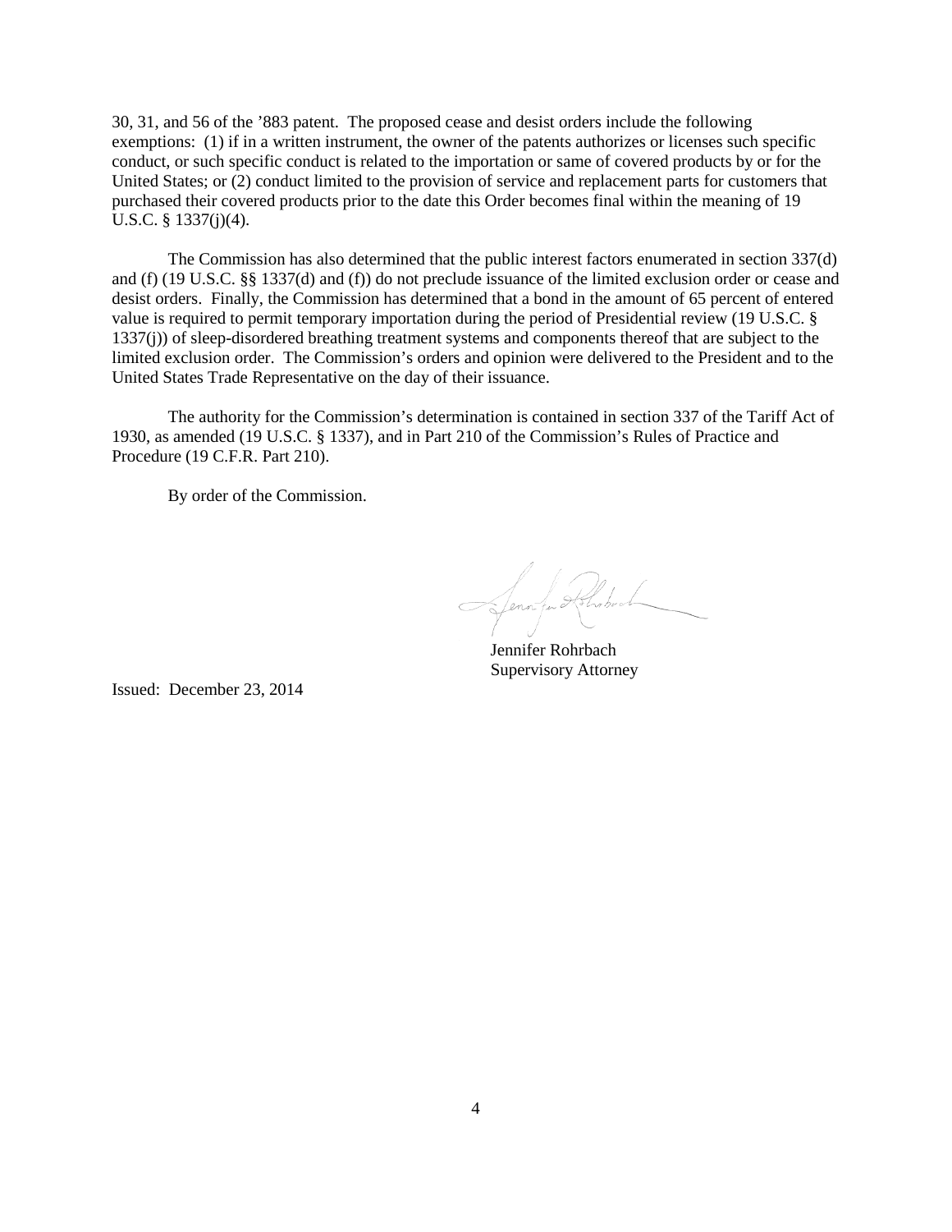30, 31, and 56 of the ’883 patent. The proposed cease and desist orders include the following exemptions: (1) if in a written instrument, the owner of the patents authorizes or licenses such specific conduct, or such specific conduct is related to the importation or same of covered products by or for the United States; or (2) conduct limited to the provision of service and replacement parts for customers that purchased their covered products prior to the date this Order becomes final within the meaning of 19 U.S.C. § 1337(j)(4).

The Commission has also determined that the public interest factors enumerated in section 337(d) and (f) (19 U.S.C. §§ 1337(d) and (f)) do not preclude issuance of the limited exclusion order or cease and desist orders. Finally, the Commission has determined that a bond in the amount of 65 percent of entered value is required to permit temporary importation during the period of Presidential review (19 U.S.C. § 1337(j)) of sleep-disordered breathing treatment systems and components thereof that are subject to the limited exclusion order. The Commission’s orders and opinion were delivered to the President and to the United States Trade Representative on the day of their issuance.

The authority for the Commission’s determination is contained in section 337 of the Tariff Act of 1930, as amended (19 U.S.C. § 1337), and in Part 210 of the Commission’s Rules of Practice and Procedure (19 C.F.R. Part 210).

By order of the Commission.

Jennifer Rohrbach
Supervisory Attorney

Issued: December 23, 2014